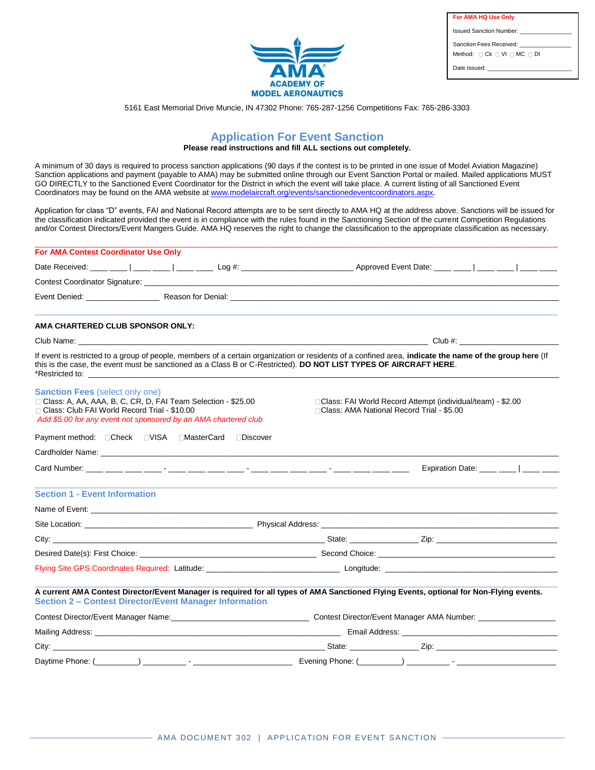For AMA HQ Use Only

Issued Sanction Number: _______________

Sanction Fees Received: _______________

Method: ☐ Ck ☐ VI ☐ MC ☐ DI

Date Issued: _______________________

AMA ACADEMY OF MODEL AERONAUTICS

5161 East Memorial Drive Muncie, IN 47302 Phone: 765-287-1256 Competitions Fax: 765-286-3303

# Application For Event Sanction

**Please read instructions and fill ALL sections out completely.**

A minimum of 30 days is required to process sanction applications (90 days if the contest is to be printed in one issue of Model Aviation Magazine) Sanction applications and payment (payable to AMA) may be submitted online through our Event Sanction Portal or mailed. Mailed applications MUST GO DIRECTLY to the Sanctioned Event Coordinator for the District in which the event will take place. A current listing of all Sanctioned Event Coordinators may be found on the AMA website at www.modelaircraft.org/events/sanctionedeventcoordinators.aspx.

Application for class "D" events, FAI and National Record attempts are to be sent directly to AMA HQ at the address above. Sanctions will be issued for the classification indicated provided the event is in compliance with the rules found in the Sanctioning Section of the current Competition Regulations and/or Contest Directors/Event Mangers Guide. AMA HQ reserves the right to change the classification to the appropriate classification as necessary.

---

**For AMA Contest Coordinator Use Only**

Date Received: ____ ____ | ____ ____ | ____ ____ Log #: ________________________ Approved Event Date: ____ ____ | ____ ____ | ____ ____

Contest Coordinator Signature: ______________________________________________

Event Denied: ________________ Reason for Denial: ______________________________________________

---

**AMA CHARTERED CLUB SPONSOR ONLY:**

Club Name: ______________________________________________ Club #: ______________________

If event is restricted to a group of people, members of a certain organization or residents of a confined area, **indicate the name of the group here** (If this is the case, the event must be sanctioned as a Class B or C-Restricted). **DO NOT LIST TYPES OF AIRCRAFT HERE**.

*Restricted to: ______________________________________________

### Sanction Fees (select only one)

☐ Class: A, AA, AAA, B, C, CR, D, FAI Team Selection - $25.00
☐ Class: Club FAI World Record Trial - $10.00
*Add $5.00 for any event not sponsored by an AMA chartered club*
☐ Class: FAI World Record Attempt (individual/team) - $2.00
☐ Class: AMA National Record Trial - $5.00

Payment method: ☐ Check ☐ VISA ☐ MasterCard ☐ Discover

Cardholder Name: ______________________________________________

Card Number: ____ ____ ____ ____ - ____ ____ ____ ____ - ____ ____ ____ ____ - ____ ____ ____ ____ Expiration Date: ____ ____ | ____ ____

---

### Section 1 - Event Information

Name of Event: ______________________________________________

Site Location: ________________________ Physical Address: ________________________

City: ________________________ State: ______________ Zip: ______________

Desired Date(s): First Choice: ________________________ Second Choice: ________________________

Flying Site GPS Coordinates Required: Latitude: ________________________ Longitude: ________________________

---

**A current AMA Contest Director/Event Manager is required for all types of AMA Sanctioned Flying Events, optional for Non-Flying events.**

### Section 2 – Contest Director/Event Manager Information

Contest Director/Event Manager Name: ________________________ Contest Director/Event Manager AMA Number: ______________

Mailing Address: ________________________ Email Address: ________________________

City: ________________________ State: ______________ Zip: ______________

Daytime Phone: (_________) _________ - ____________ Evening Phone: (_________) _________ - ____________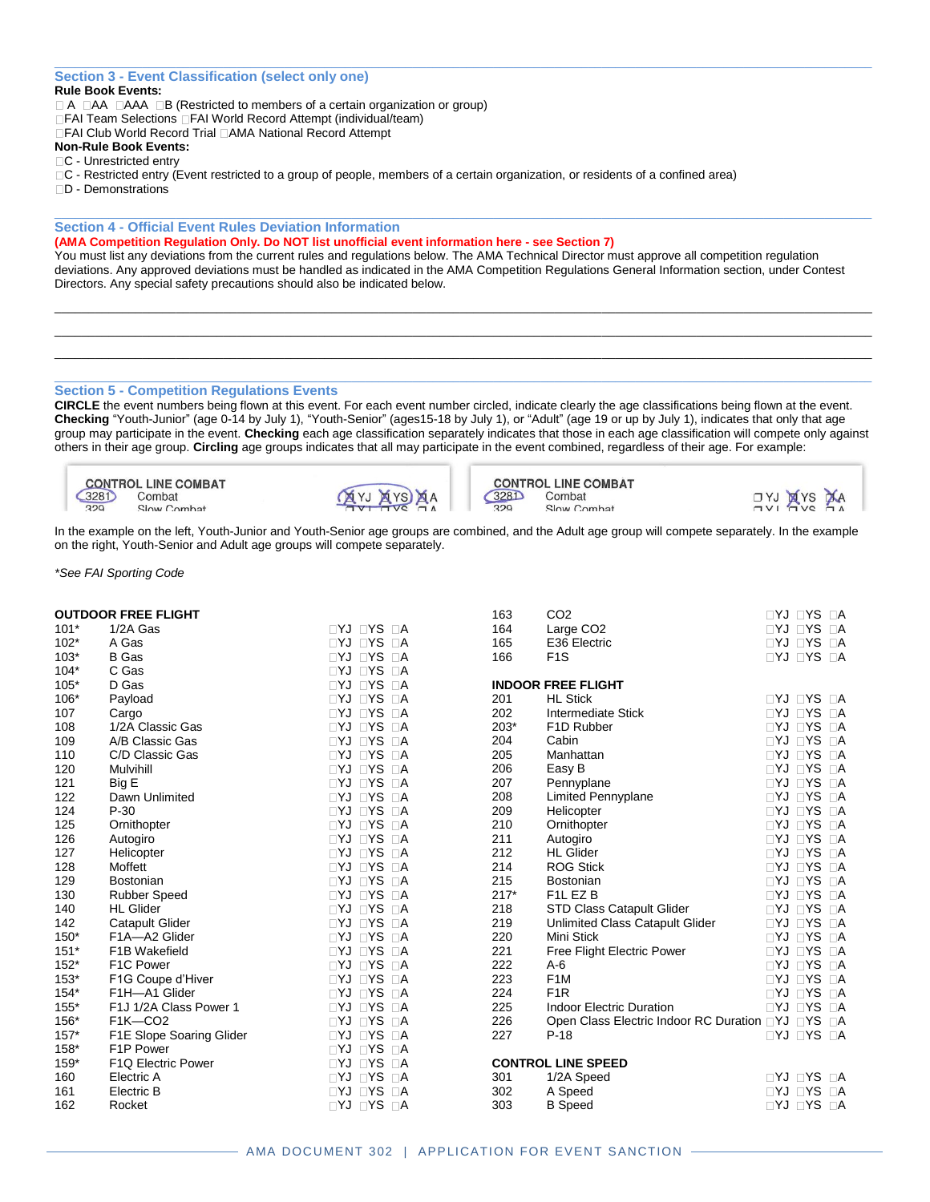## Section 3 - Event Classification (select only one)

**Rule Book Events:**

☐A ☐AA ☐AAA ☐B (Restricted to members of a certain organization or group)
☐FAI Team Selections ☐FAI World Record Attempt (individual/team)
☐FAI Club World Record Trial ☐AMA National Record Attempt

**Non-Rule Book Events:**

☐C - Unrestricted entry
☐C - Restricted entry (Event restricted to a group of people, members of a certain organization, or residents of a confined area)
☐D - Demonstrations

## Section 4 - Official Event Rules Deviation Information

**(AMA Competition Regulation Only. Do NOT list unofficial event information here - see Section 7)**

You must list any deviations from the current rules and regulations below. The AMA Technical Director must approve all competition regulation deviations. Any approved deviations must be handled as indicated in the AMA Competition Regulations General Information section, under Contest Directors. Any special safety precautions should also be indicated below.

\_\_\_\_\_\_\_\_\_\_\_\_\_\_\_\_\_\_\_\_\_\_\_\_\_\_\_\_\_\_\_\_\_\_\_\_\_\_\_\_\_\_\_\_\_\_\_\_\_\_\_\_\_\_\_\_\_\_\_\_\_\_\_\_\_\_\_\_\_\_\_\_\_\_\_\_\_\_

\_\_\_\_\_\_\_\_\_\_\_\_\_\_\_\_\_\_\_\_\_\_\_\_\_\_\_\_\_\_\_\_\_\_\_\_\_\_\_\_\_\_\_\_\_\_\_\_\_\_\_\_\_\_\_\_\_\_\_\_\_\_\_\_\_\_\_\_\_\_\_\_\_\_\_\_\_\_

\_\_\_\_\_\_\_\_\_\_\_\_\_\_\_\_\_\_\_\_\_\_\_\_\_\_\_\_\_\_\_\_\_\_\_\_\_\_\_\_\_\_\_\_\_\_\_\_\_\_\_\_\_\_\_\_\_\_\_\_\_\_\_\_\_\_\_\_\_\_\_\_\_\_\_\_\_\_

## Section 5 - Competition Regulations Events

**CIRCLE** the event numbers being flown at this event. For each event number circled, indicate clearly the age classifications being flown at the event. **Checking** "Youth-Junior" (age 0-14 by July 1), "Youth-Senior" (ages15-18 by July 1), or "Adult" (age 19 or up by July 1), indicates that only that age group may participate in the event. **Checking** each age classification separately indicates that those in each age classification will compete only against others in their age group. **Circling** age groups indicates that all may participate in the event combined, regardless of their age. For example:

CONTROL LINE COMBAT
3281 Combat ☒YJ ☒YS ☒A
329 Slow Combat

CONTROL LINE COMBAT
3281 Combat ☐YJ ☒YS ☒A
329 Slow Combat

In the example on the left, Youth-Junior and Youth-Senior age groups are combined, and the Adult age group will compete separately. In the example on the right, Youth-Senior and Adult age groups will compete separately.

*\*See FAI Sporting Code*

**OUTDOOR FREE FLIGHT**

| | | |
|---|---|---|
| 101* | 1/2A Gas | ☐YJ ☐YS ☐A |
| 102* | A Gas | ☐YJ ☐YS ☐A |
| 103* | B Gas | ☐YJ ☐YS ☐A |
| 104* | C Gas | ☐YJ ☐YS ☐A |
| 105* | D Gas | ☐YJ ☐YS ☐A |
| 106* | Payload | ☐YJ ☐YS ☐A |
| 107 | Cargo | ☐YJ ☐YS ☐A |
| 108 | 1/2A Classic Gas | ☐YJ ☐YS ☐A |
| 109 | A/B Classic Gas | ☐YJ ☐YS ☐A |
| 110 | C/D Classic Gas | ☐YJ ☐YS ☐A |
| 120 | Mulvihill | ☐YJ ☐YS ☐A |
| 121 | Big E | ☐YJ ☐YS ☐A |
| 122 | Dawn Unlimited | ☐YJ ☐YS ☐A |
| 124 | P-30 | ☐YJ ☐YS ☐A |
| 125 | Ornithopter | ☐YJ ☐YS ☐A |
| 126 | Autogiro | ☐YJ ☐YS ☐A |
| 127 | Helicopter | ☐YJ ☐YS ☐A |
| 128 | Moffett | ☐YJ ☐YS ☐A |
| 129 | Bostonian | ☐YJ ☐YS ☐A |
| 130 | Rubber Speed | ☐YJ ☐YS ☐A |
| 140 | HL Glider | ☐YJ ☐YS ☐A |
| 142 | Catapult Glider | ☐YJ ☐YS ☐A |
| 150* | F1A—A2 Glider | ☐YJ ☐YS ☐A |
| 151* | F1B Wakefield | ☐YJ ☐YS ☐A |
| 152* | F1C Power | ☐YJ ☐YS ☐A |
| 153* | F1G Coupe d'Hiver | ☐YJ ☐YS ☐A |
| 154* | F1H—A1 Glider | ☐YJ ☐YS ☐A |
| 155* | F1J 1/2A Class Power 1 | ☐YJ ☐YS ☐A |
| 156* | F1K—CO2 | ☐YJ ☐YS ☐A |
| 157* | F1E Slope Soaring Glider | ☐YJ ☐YS ☐A |
| 158* | F1P Power | ☐YJ ☐YS ☐A |
| 159* | F1Q Electric Power | ☐YJ ☐YS ☐A |
| 160 | Electric A | ☐YJ ☐YS ☐A |
| 161 | Electric B | ☐YJ ☐YS ☐A |
| 162 | Rocket | ☐YJ ☐YS ☐A |
| 163 | CO2 | ☐YJ ☐YS ☐A |
| 164 | Large CO2 | ☐YJ ☐YS ☐A |
| 165 | E36 Electric | ☐YJ ☐YS ☐A |
| 166 | F1S | ☐YJ ☐YS ☐A |

**INDOOR FREE FLIGHT**

| | | |
|---|---|---|
| 201 | HL Stick | ☐YJ ☐YS ☐A |
| 202 | Intermediate Stick | ☐YJ ☐YS ☐A |
| 203* | F1D Rubber | ☐YJ ☐YS ☐A |
| 204 | Cabin | ☐YJ ☐YS ☐A |
| 205 | Manhattan | ☐YJ ☐YS ☐A |
| 206 | Easy B | ☐YJ ☐YS ☐A |
| 207 | Pennyplane | ☐YJ ☐YS ☐A |
| 208 | Limited Pennyplane | ☐YJ ☐YS ☐A |
| 209 | Helicopter | ☐YJ ☐YS ☐A |
| 210 | Ornithopter | ☐YJ ☐YS ☐A |
| 211 | Autogiro | ☐YJ ☐YS ☐A |
| 212 | HL Glider | ☐YJ ☐YS ☐A |
| 214 | ROG Stick | ☐YJ ☐YS ☐A |
| 215 | Bostonian | ☐YJ ☐YS ☐A |
| 217* | F1L EZ B | ☐YJ ☐YS ☐A |
| 218 | STD Class Catapult Glider | ☐YJ ☐YS ☐A |
| 219 | Unlimited Class Catapult Glider | ☐YJ ☐YS ☐A |
| 220 | Mini Stick | ☐YJ ☐YS ☐A |
| 221 | Free Flight Electric Power | ☐YJ ☐YS ☐A |
| 222 | A-6 | ☐YJ ☐YS ☐A |
| 223 | F1M | ☐YJ ☐YS ☐A |
| 224 | F1R | ☐YJ ☐YS ☐A |
| 225 | Indoor Electric Duration | ☐YJ ☐YS ☐A |
| 226 | Open Class Electric Indoor RC Duration | ☐YJ ☐YS ☐A |
| 227 | P-18 | ☐YJ ☐YS ☐A |

**CONTROL LINE SPEED**

| | | |
|---|---|---|
| 301 | 1/2A Speed | ☐YJ ☐YS ☐A |
| 302 | A Speed | ☐YJ ☐YS ☐A |
| 303 | B Speed | ☐YJ ☐YS ☐A |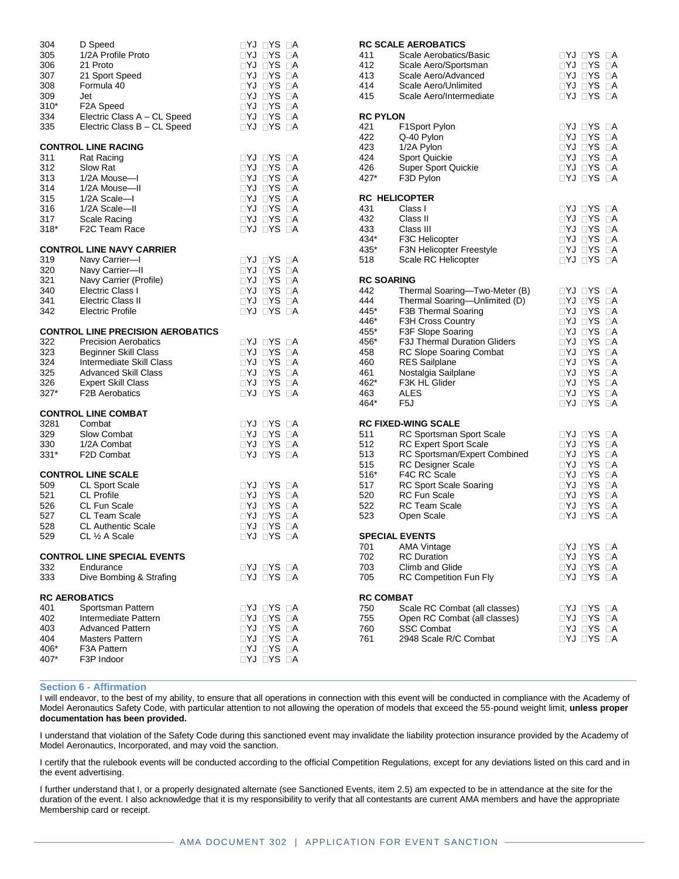| | | |
|---|---|---|
| 304 | D Speed | □YJ □YS □A |
| 305 | 1/2A Profile Proto | □YJ □YS □A |
| 306 | 21 Proto | □YJ □YS □A |
| 307 | 21 Sport Speed | □YJ □YS □A |
| 308 | Formula 40 | □YJ □YS □A |
| 309 | Jet | □YJ □YS □A |
| 310* | F2A Speed | □YJ □YS □A |
| 334 | Electric Class A – CL Speed | □YJ □YS □A |
| 335 | Electric Class B – CL Speed | □YJ □YS □A |

**CONTROL LINE RACING**

| | | |
|---|---|---|
| 311 | Rat Racing | □YJ □YS □A |
| 312 | Slow Rat | □YJ □YS □A |
| 313 | 1/2A Mouse—I | □YJ □YS □A |
| 314 | 1/2A Mouse—II | □YJ □YS □A |
| 315 | 1/2A Scale—I | □YJ □YS □A |
| 316 | 1/2A Scale—II | □YJ □YS □A |
| 317 | Scale Racing | □YJ □YS □A |
| 318* | F2C Team Race | □YJ □YS □A |

**CONTROL LINE NAVY CARRIER**

| | | |
|---|---|---|
| 319 | Navy Carrier—I | □YJ □YS □A |
| 320 | Navy Carrier—II | □YJ □YS □A |
| 321 | Navy Carrier (Profile) | □YJ □YS □A |
| 340 | Electric Class I | □YJ □YS □A |
| 341 | Electric Class II | □YJ □YS □A |
| 342 | Electric Profile | □YJ □YS □A |

**CONTROL LINE PRECISION AEROBATICS**

| | | |
|---|---|---|
| 322 | Precision Aerobatics | □YJ □YS □A |
| 323 | Beginner Skill Class | □YJ □YS □A |
| 324 | Intermediate Skill Class | □YJ □YS □A |
| 325 | Advanced Skill Class | □YJ □YS □A |
| 326 | Expert Skill Class | □YJ □YS □A |
| 327* | F2B Aerobatics | □YJ □YS □A |

**CONTROL LINE COMBAT**

| | | |
|---|---|---|
| 3281 | Combat | □YJ □YS □A |
| 329 | Slow Combat | □YJ □YS □A |
| 330 | 1/2A Combat | □YJ □YS □A |
| 331* | F2D Combat | □YJ □YS □A |

**CONTROL LINE SCALE**

| | | |
|---|---|---|
| 509 | CL Sport Scale | □YJ □YS □A |
| 521 | CL Profile | □YJ □YS □A |
| 526 | CL Fun Scale | □YJ □YS □A |
| 527 | CL Team Scale | □YJ □YS □A |
| 528 | CL Authentic Scale | □YJ □YS □A |
| 529 | CL ½ A Scale | □YJ □YS □A |

**CONTROL LINE SPECIAL EVENTS**

| | | |
|---|---|---|
| 332 | Endurance | □YJ □YS □A |
| 333 | Dive Bombing & Strafing | □YJ □YS □A |

**RC AEROBATICS**

| | | |
|---|---|---|
| 401 | Sportsman Pattern | □YJ □YS □A |
| 402 | Intermediate Pattern | □YJ □YS □A |
| 403 | Advanced Pattern | □YJ □YS □A |
| 404 | Masters Pattern | □YJ □YS □A |
| 406* | F3A Pattern | □YJ □YS □A |
| 407* | F3P Indoor | □YJ □YS □A |

**RC SCALE AEROBATICS**

| | | |
|---|---|---|
| 411 | Scale Aerobatics/Basic | □YJ □YS □A |
| 412 | Scale Aero/Sportsman | □YJ □YS □A |
| 413 | Scale Aero/Advanced | □YJ □YS □A |
| 414 | Scale Aero/Unlimited | □YJ □YS □A |
| 415 | Scale Aero/Intermediate | □YJ □YS □A |

**RC PYLON**

| | | |
|---|---|---|
| 421 | F1Sport Pylon | □YJ □YS □A |
| 422 | Q-40 Pylon | □YJ □YS □A |
| 423 | 1/2A Pylon | □YJ □YS □A |
| 424 | Sport Quickie | □YJ □YS □A |
| 426 | Super Sport Quickie | □YJ □YS □A |
| 427* | F3D Pylon | □YJ □YS □A |

**RC HELICOPTER**

| | | |
|---|---|---|
| 431 | Class I | □YJ □YS □A |
| 432 | Class II | □YJ □YS □A |
| 433 | Class III | □YJ □YS □A |
| 434* | F3C Helicopter | □YJ □YS □A |
| 435* | F3N Helicopter Freestyle | □YJ □YS □A |
| 518 | Scale RC Helicopter | □YJ □YS □A |

**RC SOARING**

| | | |
|---|---|---|
| 442 | Thermal Soaring—Two-Meter (B) | □YJ □YS □A |
| 444 | Thermal Soaring—Unlimited (D) | □YJ □YS □A |
| 445* | F3B Thermal Soaring | □YJ □YS □A |
| 446* | F3H Cross Country | □YJ □YS □A |
| 455* | F3F Slope Soaring | □YJ □YS □A |
| 456* | F3J Thermal Duration Gliders | □YJ □YS □A |
| 458 | RC Slope Soaring Combat | □YJ □YS □A |
| 460 | RES Sailplane | □YJ □YS □A |
| 461 | Nostalgia Sailplane | □YJ □YS □A |
| 462* | F3K HL Glider | □YJ □YS □A |
| 463 | ALES | □YJ □YS □A |
| 464* | F5J | □YJ □YS □A |

**RC FIXED-WING SCALE**

| | | |
|---|---|---|
| 511 | RC Sportsman Sport Scale | □YJ □YS □A |
| 512 | RC Expert Sport Scale | □YJ □YS □A |
| 513 | RC Sportsman/Expert Combined | □YJ □YS □A |
| 515 | RC Designer Scale | □YJ □YS □A |
| 516* | F4C RC Scale | □YJ □YS □A |
| 517 | RC Sport Scale Soaring | □YJ □YS □A |
| 520 | RC Fun Scale | □YJ □YS □A |
| 522 | RC Team Scale | □YJ □YS □A |
| 523 | Open Scale | □YJ □YS □A |

**SPECIAL EVENTS**

| | | |
|---|---|---|
| 701 | AMA Vintage | □YJ □YS □A |
| 702 | RC Duration | □YJ □YS □A |
| 703 | Climb and Glide | □YJ □YS □A |
| 705 | RC Competition Fun Fly | □YJ □YS □A |

**RC COMBAT**

| | | |
|---|---|---|
| 750 | Scale RC Combat (all classes) | □YJ □YS □A |
| 755 | Open RC Combat (all classes) | □YJ □YS □A |
| 760 | SSC Combat | □YJ □YS □A |
| 761 | 2948 Scale R/C Combat | □YJ □YS □A |

## Section 6 - Affirmation

I will endeavor, to the best of my ability, to ensure that all operations in connection with this event will be conducted in compliance with the Academy of Model Aeronautics Safety Code, with particular attention to not allowing the operation of models that exceed the 55-pound weight limit, **unless proper documentation has been provided.**

I understand that violation of the Safety Code during this sanctioned event may invalidate the liability protection insurance provided by the Academy of Model Aeronautics, Incorporated, and may void the sanction.

I certify that the rulebook events will be conducted according to the official Competition Regulations, except for any deviations listed on this card and in the event advertising.

I further understand that I, or a properly designated alternate (see Sanctioned Events, item 2.5) am expected to be in attendance at the site for the duration of the event. I also acknowledge that it is my responsibility to verify that all contestants are current AMA members and have the appropriate Membership card or receipt.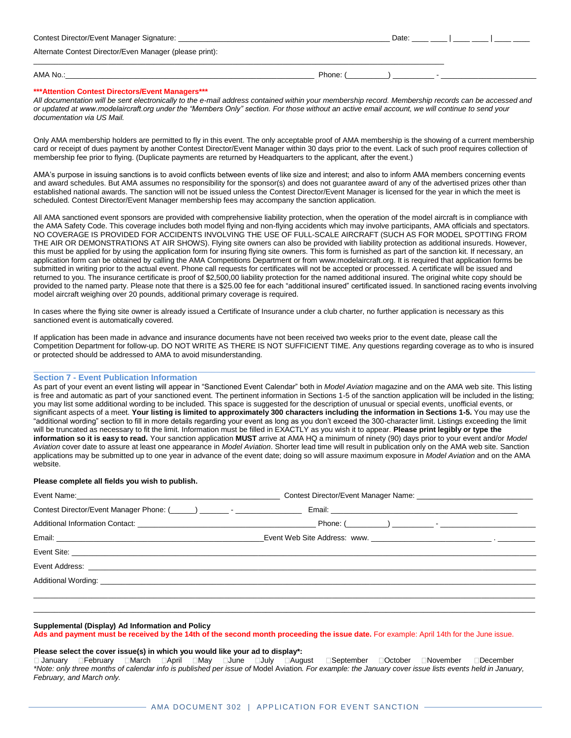Contest Director/Event Manager Signature: ___________________________________________________ Date: ____ ____ | ____ ____ | ____ ____

Alternate Contest Director/Even Manager (please print):

______________________________________________________________________________________________

AMA No.:___________________________________________________________ Phone: (_________) _________ - ______________________

**\*\*\*Attention Contest Directors/Event Managers\*\*\***

*All documentation will be sent electronically to the e-mail address contained within your membership record. Membership records can be accessed and or updated at www.modelaircraft.org under the "Members Only" section. For those without an active email account, we will continue to send your documentation via US Mail.*

Only AMA membership holders are permitted to fly in this event. The only acceptable proof of AMA membership is the showing of a current membership card or receipt of dues payment by another Contest Director/Event Manager within 30 days prior to the event. Lack of such proof requires collection of membership fee prior to flying. (Duplicate payments are returned by Headquarters to the applicant, after the event.)

AMA's purpose in issuing sanctions is to avoid conflicts between events of like size and interest; and also to inform AMA members concerning events and award schedules. But AMA assumes no responsibility for the sponsor(s) and does not guarantee award of any of the advertised prizes other than established national awards. The sanction will not be issued unless the Contest Director/Event Manager is licensed for the year in which the meet is scheduled. Contest Director/Event Manager membership fees may accompany the sanction application.

All AMA sanctioned event sponsors are provided with comprehensive liability protection, when the operation of the model aircraft is in compliance with the AMA Safety Code. This coverage includes both model flying and non-flying accidents which may involve participants, AMA officials and spectators. NO COVERAGE IS PROVIDED FOR ACCIDENTS INVOLVING THE USE OF FULL-SCALE AIRCRAFT (SUCH AS FOR MODEL SPOTTING FROM THE AIR OR DEMONSTRATIONS AT AIR SHOWS). Flying site owners can also be provided with liability protection as additional insureds. However, this must be applied for by using the application form for insuring flying site owners. This form is furnished as part of the sanction kit. If necessary, an application form can be obtained by calling the AMA Competitions Department or from www.modelaircraft.org. It is required that application forms be submitted in writing prior to the actual event. Phone call requests for certificates will not be accepted or processed. A certificate will be issued and returned to you. The insurance certificate is proof of $2,500,00 liability protection for the named additional insured. The original white copy should be provided to the named party. Please note that there is a $25.00 fee for each "additional insured" certificated issued. In sanctioned racing events involving model aircraft weighing over 20 pounds, additional primary coverage is required.

In cases where the flying site owner is already issued a Certificate of Insurance under a club charter, no further application is necessary as this sanctioned event is automatically covered.

If application has been made in advance and insurance documents have not been received two weeks prior to the event date, please call the Competition Department for follow-up. DO NOT WRITE AS THERE IS NOT SUFFICIENT TIME. Any questions regarding coverage as to who is insured or protected should be addressed to AMA to avoid misunderstanding.

## Section 7 - Event Publication Information

As part of your event an event listing will appear in "Sanctioned Event Calendar" both in *Model Aviation* magazine and on the AMA web site. This listing is free and automatic as part of your sanctioned event. The pertinent information in Sections 1-5 of the sanction application will be included in the listing; you may list some additional wording to be included. This space is suggested for the description of unusual or special events, unofficial events, or significant aspects of a meet. **Your listing is limited to approximately 300 characters including the information in Sections 1-5.** You may use the "additional wording" section to fill in more details regarding your event as long as you don't exceed the 300-character limit. Listings exceeding the limit will be truncated as necessary to fit the limit. Information must be filled in EXACTLY as you wish it to appear. **Please print legibly or type the information so it is easy to read.** Your sanction application **MUST** arrive at AMA HQ a minimum of ninety (90) days prior to your event and/or *Model Aviation* cover date to assure at least one appearance in *Model Aviation*. Shorter lead time will result in publication only on the AMA web site. Sanction applications may be submitted up to one year in advance of the event date; doing so will assure maximum exposure in *Model Aviation* and on the AMA website.

**Please complete all fields you wish to publish.**

Event Name:_______________________________________________ Contest Director/Event Manager Name: ___________________________

Contest Director/Event Manager Phone: (______) _______ - ________________ Email: _____________________________________________

Additional Information Contact: ___________________________________________ Phone: (_________) _________ - ______________________

Email: _________________________________________________Event Web Site Address: www. ____________________________ . _________

Event Site: _____________________________________________________________________________________________________

Event Address: __________________________________________________________________________________________________

Additional Wording: ______________________________________________________________________________________________

_______________________________________________________________________________________________________________

_______________________________________________________________________________________________________________

**Supplemental (Display) Ad Information and Policy**

**Ads and payment must be received by the 14th of the second month proceeding the issue date.** For example: April 14th for the June issue.

**Please select the cover issue(s) in which you would like your ad to display\*:**

☐ January ☐ February ☐ March ☐ April ☐ May ☐ June ☐ July ☐ August ☐ September ☐ October ☐ November ☐ December

*\*Note: only three months of calendar info is published per issue of* Model Aviation*. For example: the January cover issue lists events held in January, February, and March only.*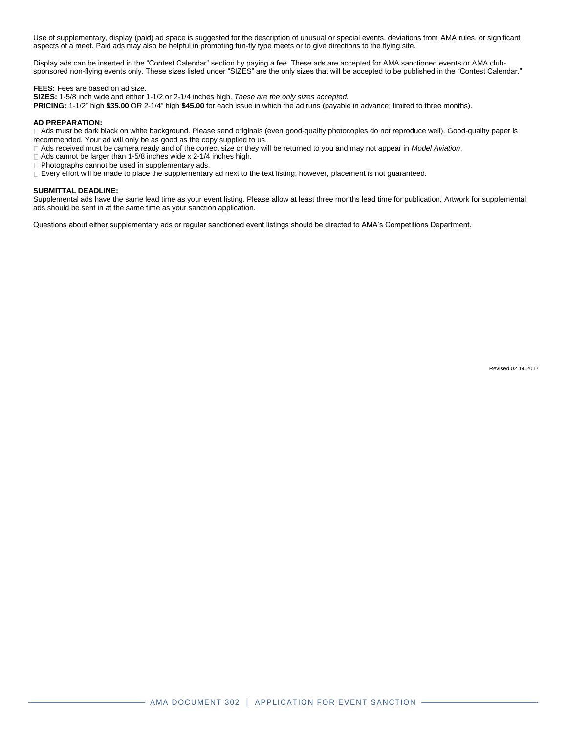Use of supplementary, display (paid) ad space is suggested for the description of unusual or special events, deviations from AMA rules, or significant aspects of a meet. Paid ads may also be helpful in promoting fun-fly type meets or to give directions to the flying site.

Display ads can be inserted in the "Contest Calendar" section by paying a fee. These ads are accepted for AMA sanctioned events or AMA club-sponsored non-flying events only. These sizes listed under "SIZES" are the only sizes that will be accepted to be published in the "Contest Calendar."

**FEES:** Fees are based on ad size.
**SIZES:** 1-5/8 inch wide and either 1-1/2 or 2-1/4 inches high. *These are the only sizes accepted.*
**PRICING:** 1-1/2" high **$35.00** OR 2-1/4" high **$45.00** for each issue in which the ad runs (payable in advance; limited to three months).

**AD PREPARATION:**

- Ads must be dark black on white background. Please send originals (even good-quality photocopies do not reproduce well). Good-quality paper is recommended. Your ad will only be as good as the copy supplied to us.
- Ads received must be camera ready and of the correct size or they will be returned to you and may not appear in *Model Aviation*.
- Ads cannot be larger than 1-5/8 inches wide x 2-1/4 inches high.
- Photographs cannot be used in supplementary ads.
- Every effort will be made to place the supplementary ad next to the text listing; however, placement is not guaranteed.

**SUBMITTAL DEADLINE:**
Supplemental ads have the same lead time as your event listing. Please allow at least three months lead time for publication. Artwork for supplemental ads should be sent in at the same time as your sanction application.

Questions about either supplementary ads or regular sanctioned event listings should be directed to AMA's Competitions Department.

Revised 02.14.2017